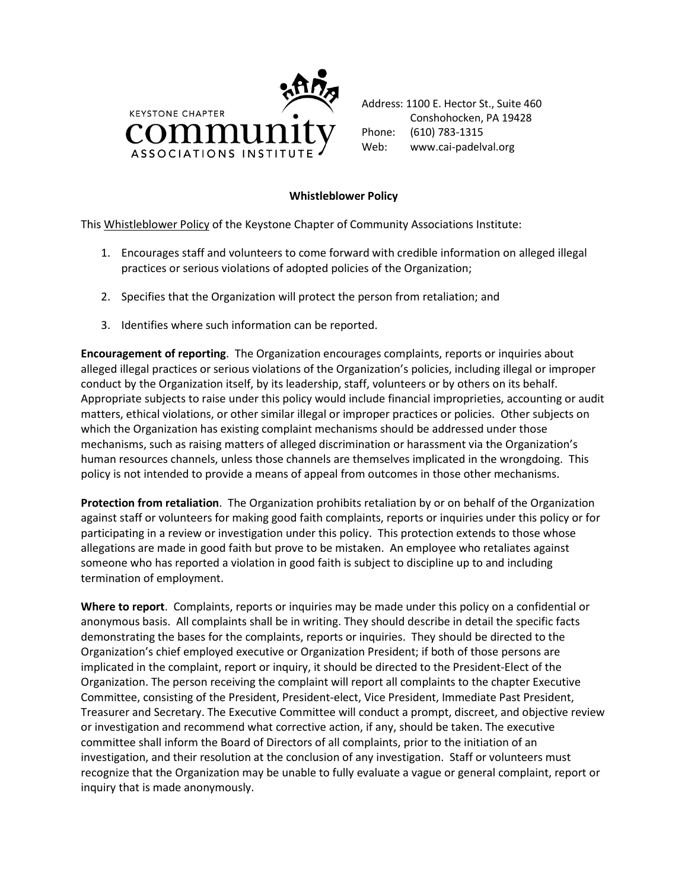KEYSTONE CHAPTER
community
ASSOCIATIONS INSTITUTE

Address: 1100 E. Hector St., Suite 460
Conshohocken, PA 19428
Phone: (610) 783-1315
Web: www.cai-padelval.org

**Whistleblower Policy**

This Whistleblower Policy of the Keystone Chapter of Community Associations Institute:

1. Encourages staff and volunteers to come forward with credible information on alleged illegal practices or serious violations of adopted policies of the Organization;

2. Specifies that the Organization will protect the person from retaliation; and

3. Identifies where such information can be reported.

**Encouragement of reporting**. The Organization encourages complaints, reports or inquiries about alleged illegal practices or serious violations of the Organization's policies, including illegal or improper conduct by the Organization itself, by its leadership, staff, volunteers or by others on its behalf. Appropriate subjects to raise under this policy would include financial improprieties, accounting or audit matters, ethical violations, or other similar illegal or improper practices or policies. Other subjects on which the Organization has existing complaint mechanisms should be addressed under those mechanisms, such as raising matters of alleged discrimination or harassment via the Organization's human resources channels, unless those channels are themselves implicated in the wrongdoing. This policy is not intended to provide a means of appeal from outcomes in those other mechanisms.

**Protection from retaliation**. The Organization prohibits retaliation by or on behalf of the Organization against staff or volunteers for making good faith complaints, reports or inquiries under this policy or for participating in a review or investigation under this policy. This protection extends to those whose allegations are made in good faith but prove to be mistaken. An employee who retaliates against someone who has reported a violation in good faith is subject to discipline up to and including termination of employment.

**Where to report**. Complaints, reports or inquiries may be made under this policy on a confidential or anonymous basis. All complaints shall be in writing. They should describe in detail the specific facts demonstrating the bases for the complaints, reports or inquiries. They should be directed to the Organization's chief employed executive or Organization President; if both of those persons are implicated in the complaint, report or inquiry, it should be directed to the President-Elect of the Organization. The person receiving the complaint will report all complaints to the chapter Executive Committee, consisting of the President, President-elect, Vice President, Immediate Past President, Treasurer and Secretary. The Executive Committee will conduct a prompt, discreet, and objective review or investigation and recommend what corrective action, if any, should be taken. The executive committee shall inform the Board of Directors of all complaints, prior to the initiation of an investigation, and their resolution at the conclusion of any investigation. Staff or volunteers must recognize that the Organization may be unable to fully evaluate a vague or general complaint, report or inquiry that is made anonymously.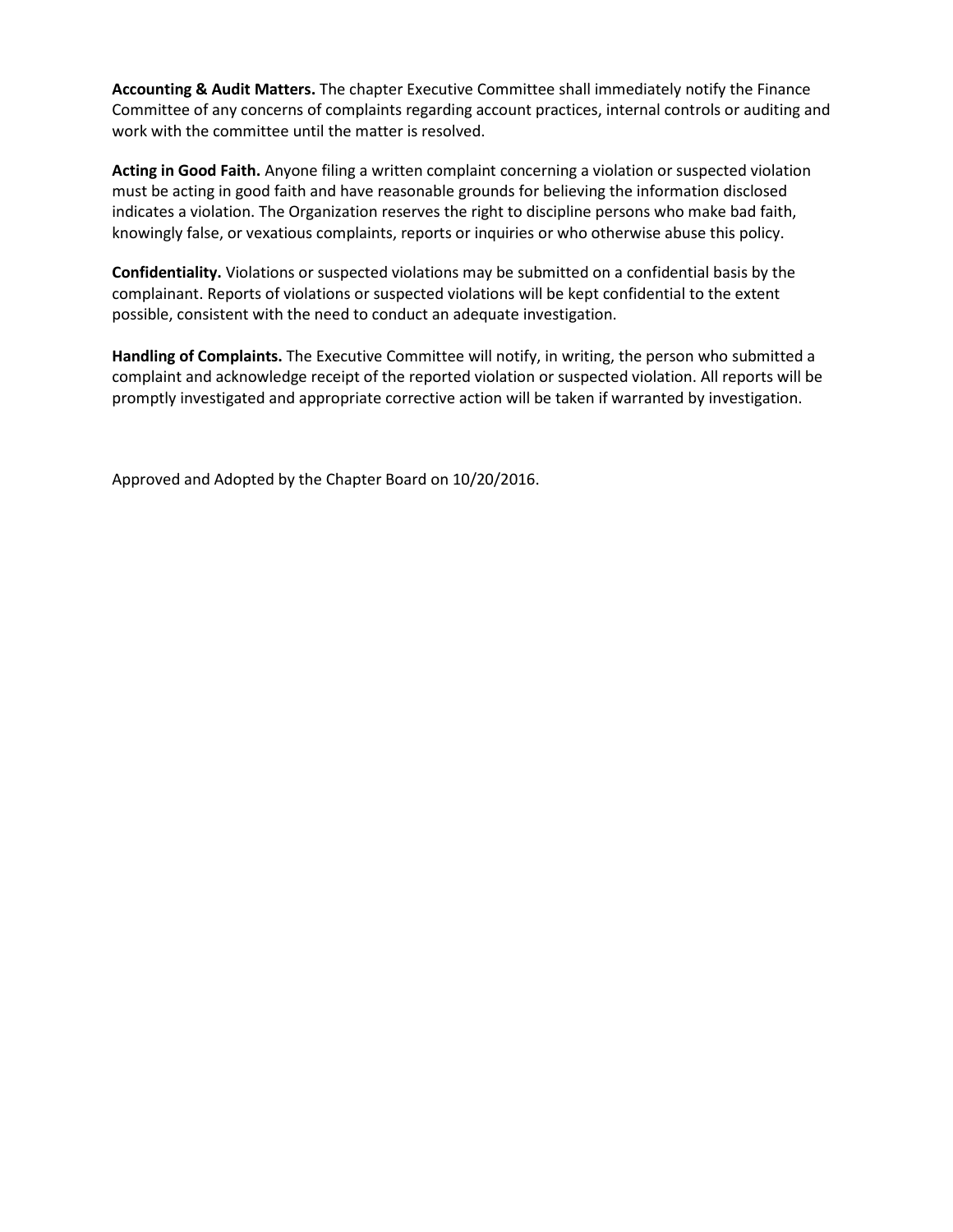**Accounting & Audit Matters.** The chapter Executive Committee shall immediately notify the Finance Committee of any concerns of complaints regarding account practices, internal controls or auditing and work with the committee until the matter is resolved.

**Acting in Good Faith.** Anyone filing a written complaint concerning a violation or suspected violation must be acting in good faith and have reasonable grounds for believing the information disclosed indicates a violation. The Organization reserves the right to discipline persons who make bad faith, knowingly false, or vexatious complaints, reports or inquiries or who otherwise abuse this policy.

**Confidentiality.** Violations or suspected violations may be submitted on a confidential basis by the complainant. Reports of violations or suspected violations will be kept confidential to the extent possible, consistent with the need to conduct an adequate investigation.

**Handling of Complaints.** The Executive Committee will notify, in writing, the person who submitted a complaint and acknowledge receipt of the reported violation or suspected violation. All reports will be promptly investigated and appropriate corrective action will be taken if warranted by investigation.

Approved and Adopted by the Chapter Board on 10/20/2016.